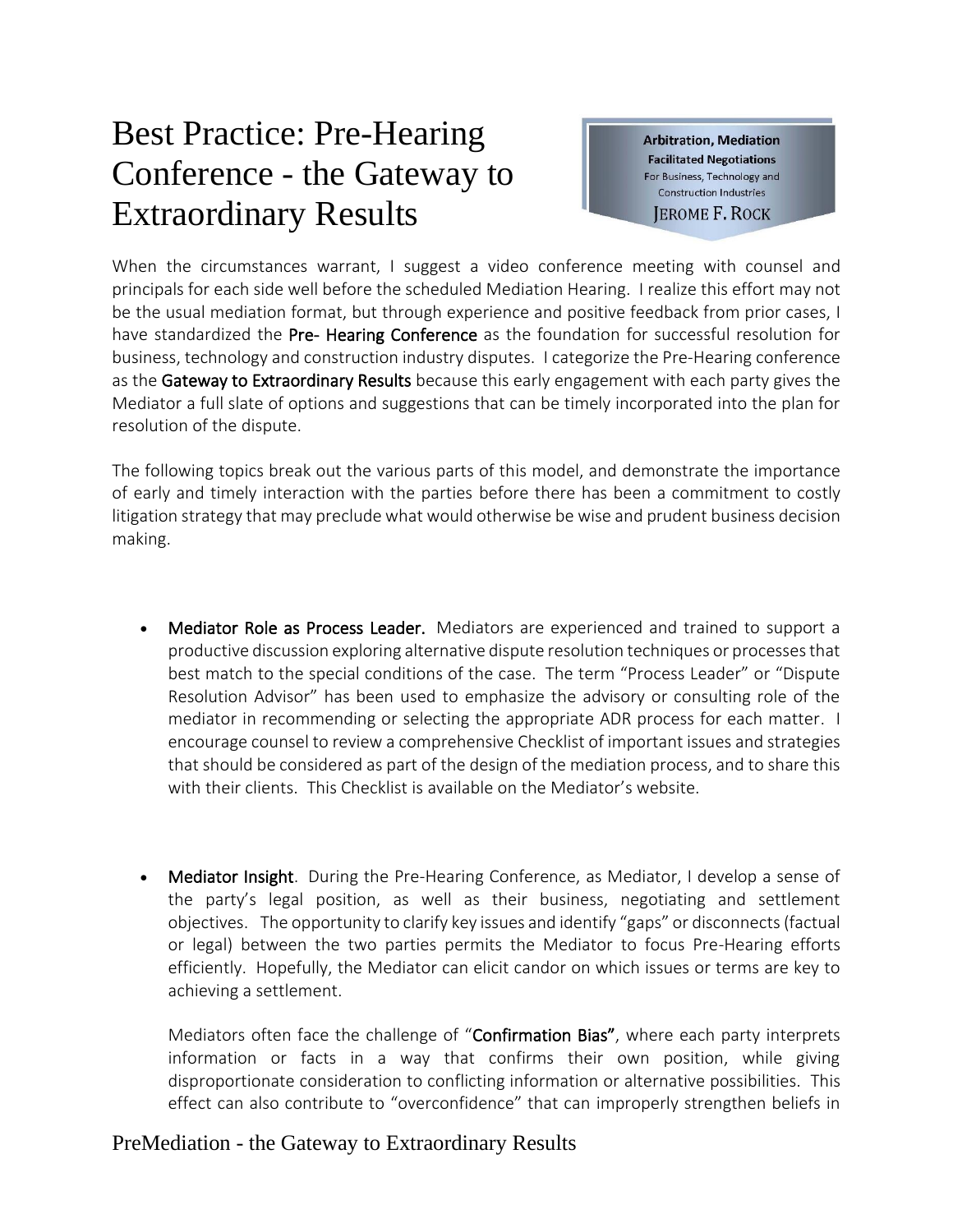# Best Practice: Pre-Hearing Conference - the Gateway to Extraordinary Results

**Arbitration, Mediation**
**Facilitated Negotiations**
For Business, Technology and Construction Industries
JEROME F. ROCK

When the circumstances warrant, I suggest a video conference meeting with counsel and principals for each side well before the scheduled Mediation Hearing. I realize this effort may not be the usual mediation format, but through experience and positive feedback from prior cases, I have standardized the **Pre- Hearing Conference** as the foundation for successful resolution for business, technology and construction industry disputes. I categorize the Pre-Hearing conference as the **Gateway to Extraordinary Results** because this early engagement with each party gives the Mediator a full slate of options and suggestions that can be timely incorporated into the plan for resolution of the dispute.

The following topics break out the various parts of this model, and demonstrate the importance of early and timely interaction with the parties before there has been a commitment to costly litigation strategy that may preclude what would otherwise be wise and prudent business decision making.

- **Mediator Role as Process Leader.** Mediators are experienced and trained to support a productive discussion exploring alternative dispute resolution techniques or processes that best match to the special conditions of the case. The term "Process Leader" or "Dispute Resolution Advisor" has been used to emphasize the advisory or consulting role of the mediator in recommending or selecting the appropriate ADR process for each matter. I encourage counsel to review a comprehensive Checklist of important issues and strategies that should be considered as part of the design of the mediation process, and to share this with their clients. This Checklist is available on the Mediator's website.

- **Mediator Insight**. During the Pre-Hearing Conference, as Mediator, I develop a sense of the party's legal position, as well as their business, negotiating and settlement objectives. The opportunity to clarify key issues and identify "gaps" or disconnects (factual or legal) between the two parties permits the Mediator to focus Pre-Hearing efforts efficiently. Hopefully, the Mediator can elicit candor on which issues or terms are key to achieving a settlement.

  Mediators often face the challenge of "**Confirmation Bias**", where each party interprets information or facts in a way that confirms their own position, while giving disproportionate consideration to conflicting information or alternative possibilities. This effect can also contribute to "overconfidence" that can improperly strengthen beliefs in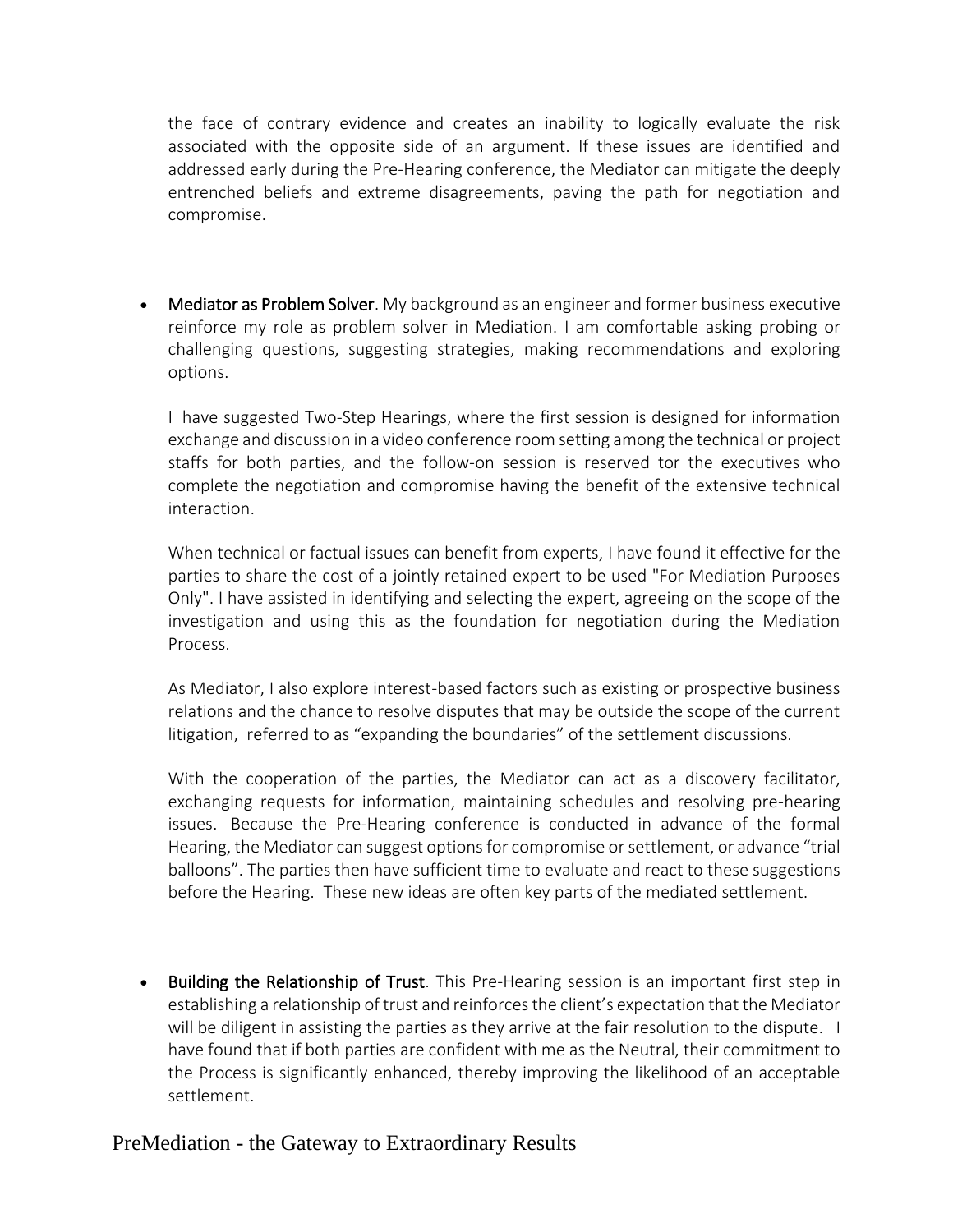the face of contrary evidence and creates an inability to logically evaluate the risk associated with the opposite side of an argument. If these issues are identified and addressed early during the Pre-Hearing conference, the Mediator can mitigate the deeply entrenched beliefs and extreme disagreements, paving the path for negotiation and compromise.

- **Mediator as Problem Solver**. My background as an engineer and former business executive reinforce my role as problem solver in Mediation. I am comfortable asking probing or challenging questions, suggesting strategies, making recommendations and exploring options.

  I have suggested Two-Step Hearings, where the first session is designed for information exchange and discussion in a video conference room setting among the technical or project staffs for both parties, and the follow-on session is reserved tor the executives who complete the negotiation and compromise having the benefit of the extensive technical interaction.

  When technical or factual issues can benefit from experts, I have found it effective for the parties to share the cost of a jointly retained expert to be used "For Mediation Purposes Only". I have assisted in identifying and selecting the expert, agreeing on the scope of the investigation and using this as the foundation for negotiation during the Mediation Process.

  As Mediator, I also explore interest-based factors such as existing or prospective business relations and the chance to resolve disputes that may be outside the scope of the current litigation, referred to as "expanding the boundaries" of the settlement discussions.

  With the cooperation of the parties, the Mediator can act as a discovery facilitator, exchanging requests for information, maintaining schedules and resolving pre-hearing issues. Because the Pre-Hearing conference is conducted in advance of the formal Hearing, the Mediator can suggest options for compromise or settlement, or advance "trial balloons". The parties then have sufficient time to evaluate and react to these suggestions before the Hearing. These new ideas are often key parts of the mediated settlement.

- **Building the Relationship of Trust**. This Pre-Hearing session is an important first step in establishing a relationship of trust and reinforces the client's expectation that the Mediator will be diligent in assisting the parties as they arrive at the fair resolution to the dispute. I have found that if both parties are confident with me as the Neutral, their commitment to the Process is significantly enhanced, thereby improving the likelihood of an acceptable settlement.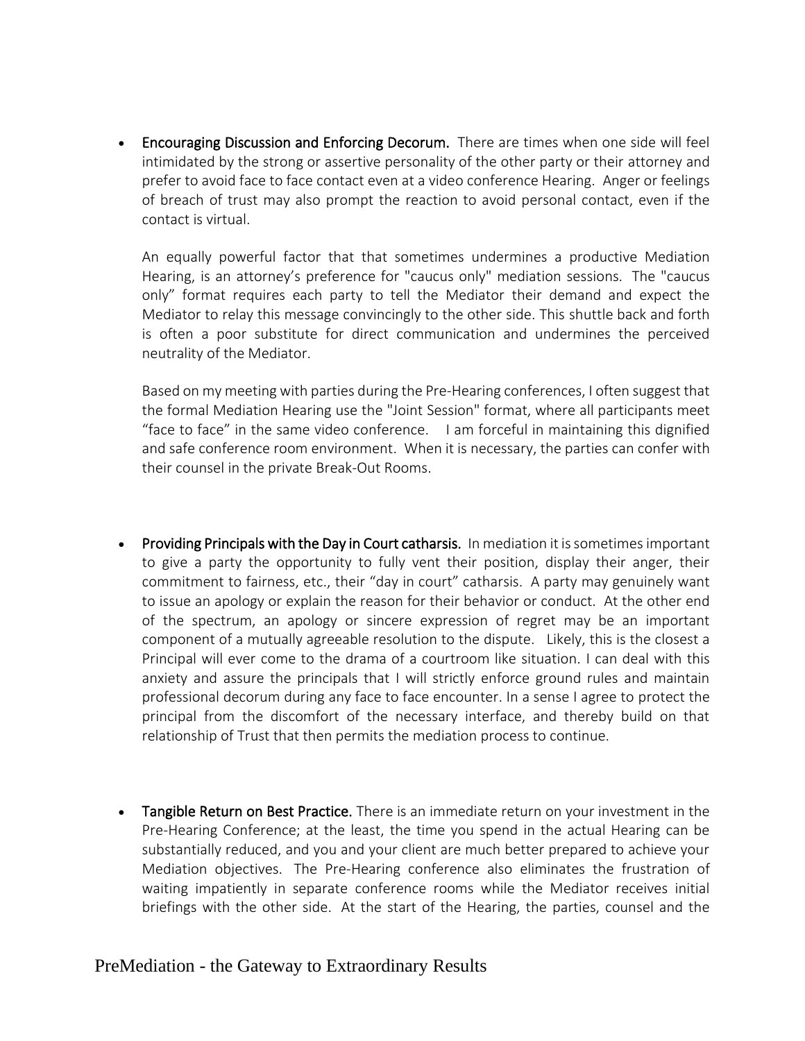- **Encouraging Discussion and Enforcing Decorum.** There are times when one side will feel intimidated by the strong or assertive personality of the other party or their attorney and prefer to avoid face to face contact even at a video conference Hearing. Anger or feelings of breach of trust may also prompt the reaction to avoid personal contact, even if the contact is virtual.

  An equally powerful factor that that sometimes undermines a productive Mediation Hearing, is an attorney's preference for "caucus only" mediation sessions. The "caucus only" format requires each party to tell the Mediator their demand and expect the Mediator to relay this message convincingly to the other side. This shuttle back and forth is often a poor substitute for direct communication and undermines the perceived neutrality of the Mediator.

  Based on my meeting with parties during the Pre-Hearing conferences, I often suggest that the formal Mediation Hearing use the "Joint Session" format, where all participants meet "face to face" in the same video conference. I am forceful in maintaining this dignified and safe conference room environment. When it is necessary, the parties can confer with their counsel in the private Break-Out Rooms.

- **Providing Principals with the Day in Court catharsis.** In mediation it is sometimes important to give a party the opportunity to fully vent their position, display their anger, their commitment to fairness, etc., their "day in court" catharsis. A party may genuinely want to issue an apology or explain the reason for their behavior or conduct. At the other end of the spectrum, an apology or sincere expression of regret may be an important component of a mutually agreeable resolution to the dispute. Likely, this is the closest a Principal will ever come to the drama of a courtroom like situation. I can deal with this anxiety and assure the principals that I will strictly enforce ground rules and maintain professional decorum during any face to face encounter. In a sense I agree to protect the principal from the discomfort of the necessary interface, and thereby build on that relationship of Trust that then permits the mediation process to continue.

- **Tangible Return on Best Practice.** There is an immediate return on your investment in the Pre-Hearing Conference; at the least, the time you spend in the actual Hearing can be substantially reduced, and you and your client are much better prepared to achieve your Mediation objectives. The Pre-Hearing conference also eliminates the frustration of waiting impatiently in separate conference rooms while the Mediator receives initial briefings with the other side. At the start of the Hearing, the parties, counsel and the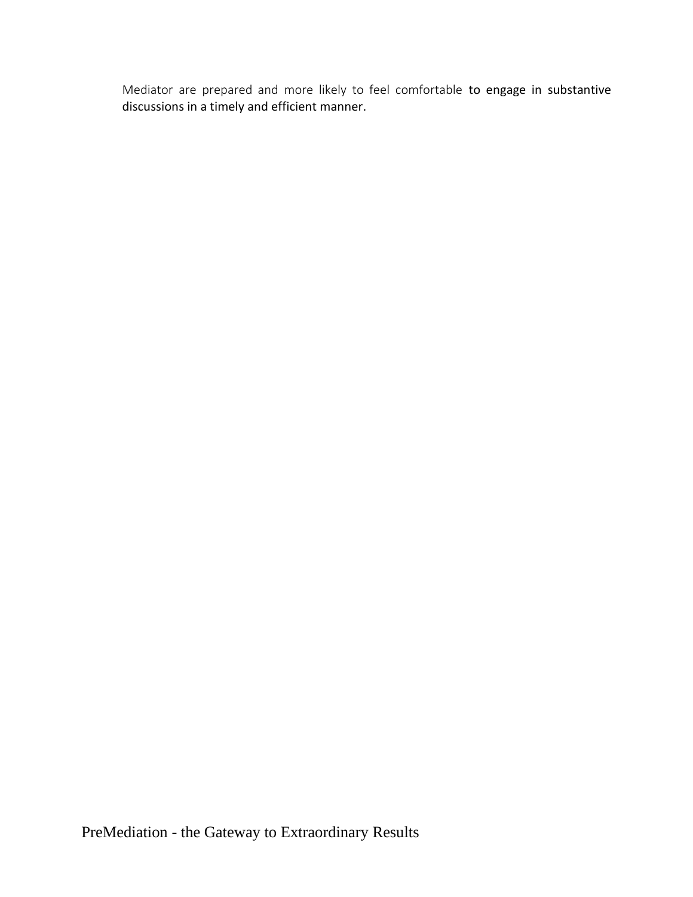Mediator are prepared and more likely to feel comfortable to engage in substantive discussions in a timely and efficient manner.